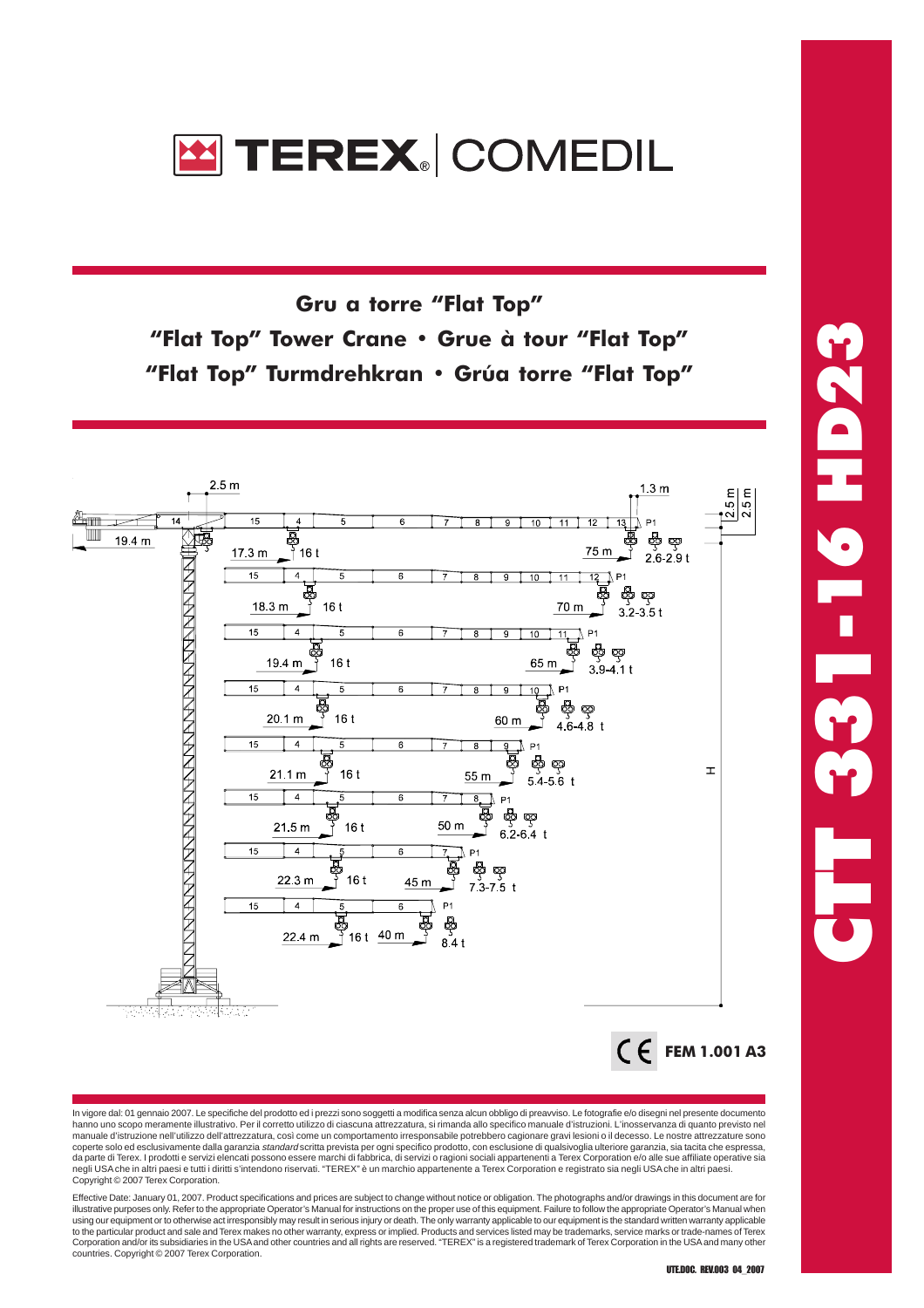# TEREX | COMEDIL

# CTT 331-16 HD23

## Gru a torre "Flat Top"
## "Flat Top" Tower Crane • Grue à tour "Flat Top"
## "Flat Top" Turmdrehkran • Grúa torre "Flat Top"

| Max. radius | Radius at 16 t | Max. load | Tip load P1 |
|---|---|---|---|
| 75 m | 17.3 m | 16 t | 2.6-2.9 t |
| 70 m | 18.3 m | 16 t | 3.2-3.5 t |
| 65 m | 19.4 m | 16 t | 3.9-4.1 t |
| 60 m | 20.1 m | 16 t | 4.6-4.8 t |
| 55 m | 21.1 m | 16 t | 5.4-5.6 t |
| 50 m | 21.5 m | 16 t | 6.2-6.4 t |
| 45 m | 22.3 m | 16 t | 7.3-7.5 t |
| 40 m | 22.4 m | 16 t | 8.4 t |

Counter-jib: 19.4 m; 2.5 m; 1.3 m; 2.5 m; 2.5 m; H

CE FEM 1.001 A3

In vigore dal: 01 gennaio 2007. Le specifiche del prodotto ed i prezzi sono soggetti a modifica senza alcun obbligo di preavviso. Le fotografie e/o disegni nel presente documento hanno uno scopo meramente illustrativo. Per il corretto utilizzo di ciascuna attrezzatura, si rimanda allo specifico manuale d'istruzioni. L'inosservanza di quanto previsto nel manuale d'istruzione nell'utilizzo dell'attrezzatura, così come un comportamento irresponsabile potrebbero cagionare gravi lesioni o il decesso. Le nostre attrezzature sono coperte solo ed esclusivamente dalla garanzia *standard* scritta prevista per ogni specifico prodotto, con esclusione di qualsivoglia ulteriore garanzia, sia tacita che espressa, da parte di Terex. I prodotti e servizi elencati possono essere marchi di fabbrica, di servizi o ragioni sociali appartenenti a Terex Corporation e/o alle sue affiliate operative sia negli USA che in altri paesi e tutti i diritti s'intendono riservati. "TEREX" è un marchio appartenente a Terex Corporation e registrato sia negli USA che in altri paesi. Copyright © 2007 Terex Corporation.

Effective Date: January 01, 2007. Product specifications and prices are subject to change without notice or obligation. The photographs and/or drawings in this document are for illustrative purposes only. Refer to the appropriate Operator's Manual for instructions on the proper use of this equipment. Failure to follow the appropriate Operator's Manual when using our equipment or to otherwise act irresponsibly may result in serious injury or death. The only warranty applicable to our equipment is the standard written warranty applicable to the particular product and sale and Terex makes no other warranty, express or implied. Products and services listed may be trademarks, service marks or trade-names of Terex Corporation and/or its subsidiaries in the USA and other countries and all rights are reserved. "TEREX" is a registered trademark of Terex Corporation in the USA and many other countries. Copyright © 2007 Terex Corporation.

UTE.DOC. REV.003 04_2007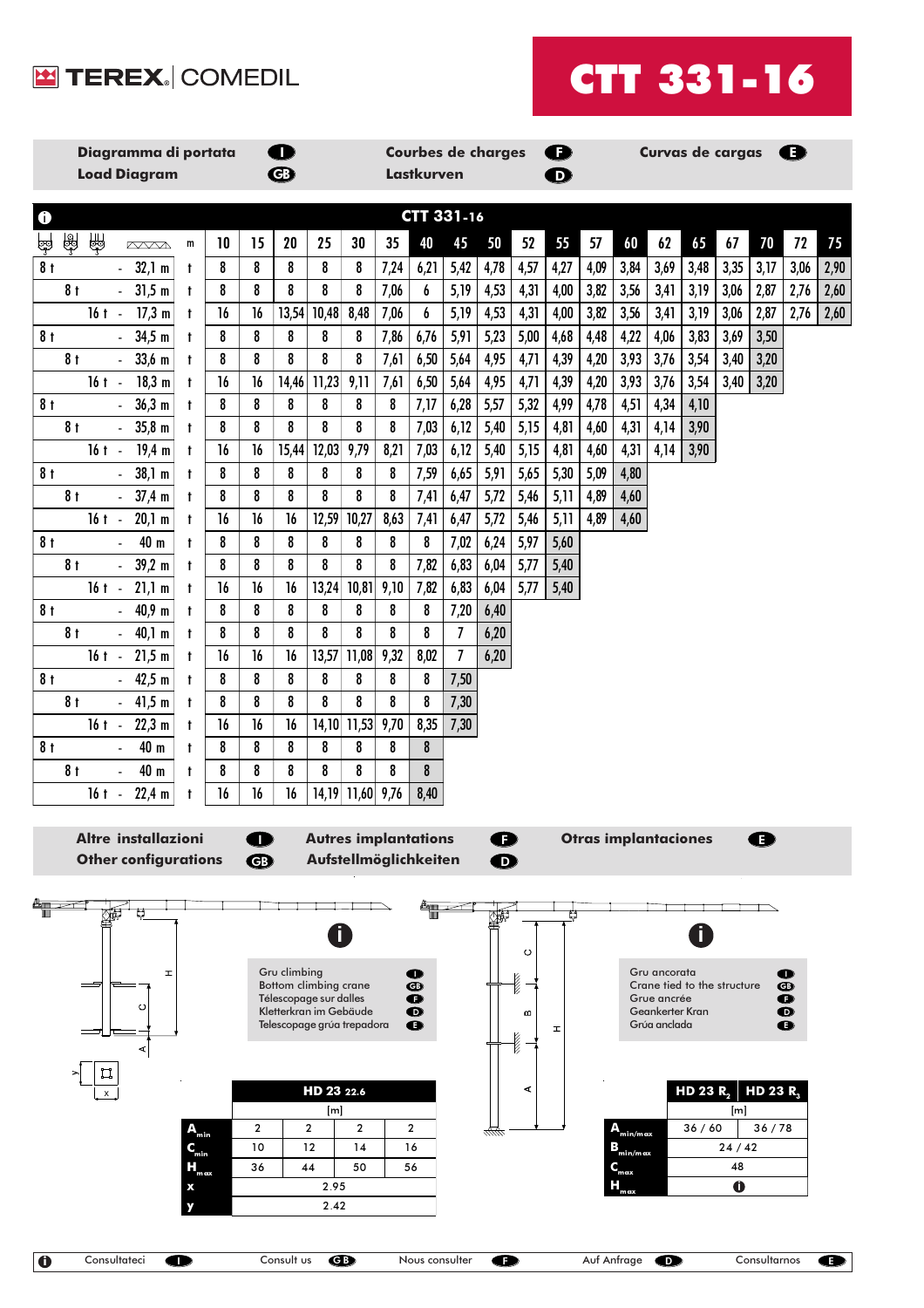# TEREX COMEDIL

# CTT 331-16

| Diagramma di portata (I) / Load Diagram (GB) | Courbes de charges (F) / Lastkurven (D) | Curvas de cargas (E) |
|---|---|---|

**CTT 331-16**

| | | | | m | 10 | 15 | 20 | 25 | 30 | 35 | 40 | 45 | 50 | 52 | 55 | 57 | 60 | 62 | 65 | 67 | 70 | 72 | 75 |
|---|---|---|---|---|---|---|---|---|---|---|---|---|---|---|---|---|---|---|---|---|---|---|---|
| 8 t | | | - 32,1 m | t | 8 | 8 | 8 | 8 | 8 | 7,24 | 6,21 | 5,42 | 4,78 | 4,57 | 4,27 | 4,09 | 3,84 | 3,69 | 3,48 | 3,35 | 3,17 | 3,06 | 2,90 |
| | 8 t | | - 31,5 m | t | 8 | 8 | 8 | 8 | 8 | 7,06 | 6 | 5,19 | 4,53 | 4,31 | 4,00 | 3,82 | 3,56 | 3,41 | 3,19 | 3,06 | 2,87 | 2,76 | 2,60 |
| | | 16 t | - 17,3 m | t | 16 | 16 | 13,54 | 10,48 | 8,48 | 7,06 | 6 | 5,19 | 4,53 | 4,31 | 4,00 | 3,82 | 3,56 | 3,41 | 3,19 | 3,06 | 2,87 | 2,76 | 2,60 |
| 8 t | | | - 34,5 m | t | 8 | 8 | 8 | 8 | 8 | 7,86 | 6,76 | 5,91 | 5,23 | 5,00 | 4,68 | 4,48 | 4,22 | 4,06 | 3,83 | 3,69 | 3,50 | | |
| | 8 t | | - 33,6 m | t | 8 | 8 | 8 | 8 | 8 | 7,61 | 6,50 | 5,64 | 4,95 | 4,71 | 4,39 | 4,20 | 3,93 | 3,76 | 3,54 | 3,40 | 3,20 | | |
| | | 16 t | - 18,3 m | t | 16 | 16 | 14,46 | 11,23 | 9,11 | 7,61 | 6,50 | 5,64 | 4,95 | 4,71 | 4,39 | 4,20 | 3,93 | 3,76 | 3,54 | 3,40 | 3,20 | | |
| 8 t | | | - 36,3 m | t | 8 | 8 | 8 | 8 | 8 | 8 | 7,17 | 6,28 | 5,57 | 5,32 | 4,99 | 4,78 | 4,51 | 4,34 | 4,10 | | | | |
| | 8 t | | - 35,8 m | t | 8 | 8 | 8 | 8 | 8 | 8 | 7,03 | 6,12 | 5,40 | 5,15 | 4,81 | 4,60 | 4,31 | 4,14 | 3,90 | | | | |
| | | 16 t | - 19,4 m | t | 16 | 16 | 15,44 | 12,03 | 9,79 | 8,21 | 7,03 | 6,12 | 5,40 | 5,15 | 4,81 | 4,60 | 4,31 | 4,14 | 3,90 | | | | |
| 8 t | | | - 38,1 m | t | 8 | 8 | 8 | 8 | 8 | 8 | 7,59 | 6,65 | 5,91 | 5,65 | 5,30 | 5,09 | 4,80 | | | | | | |
| | 8 t | | - 37,4 m | t | 8 | 8 | 8 | 8 | 8 | 8 | 7,41 | 6,47 | 5,72 | 5,46 | 5,11 | 4,89 | 4,60 | | | | | | |
| | | 16 t | - 20,1 m | t | 16 | 16 | 16 | 12,59 | 10,27 | 8,63 | 7,41 | 6,47 | 5,72 | 5,46 | 5,11 | 4,89 | 4,60 | | | | | | |
| 8 t | | | - 40 m | t | 8 | 8 | 8 | 8 | 8 | 8 | 8 | 7,02 | 6,24 | 5,97 | 5,60 | | | | | | | | |
| | 8 t | | - 39,2 m | t | 8 | 8 | 8 | 8 | 8 | 8 | 7,82 | 6,83 | 6,04 | 5,77 | 5,40 | | | | | | | | |
| | | 16 t | - 21,1 m | t | 16 | 16 | 16 | 13,24 | 10,81 | 9,10 | 7,82 | 6,83 | 6,04 | 5,77 | 5,40 | | | | | | | | |
| 8 t | | | - 40,9 m | t | 8 | 8 | 8 | 8 | 8 | 8 | 8 | 7,20 | 6,40 | | | | | | | | | | |
| | 8 t | | - 40,1 m | t | 8 | 8 | 8 | 8 | 8 | 8 | 8 | 7 | 6,20 | | | | | | | | | | |
| | | 16 t | - 21,5 m | t | 16 | 16 | 16 | 13,57 | 11,08 | 9,32 | 8,02 | 7 | 6,20 | | | | | | | | | | |
| 8 t | | | - 42,5 m | t | 8 | 8 | 8 | 8 | 8 | 8 | 8 | 7,50 | | | | | | | | | | | |
| | 8 t | | - 41,5 m | t | 8 | 8 | 8 | 8 | 8 | 8 | 8 | 7,30 | | | | | | | | | | | |
| | | 16 t | - 22,3 m | t | 16 | 16 | 16 | 14,10 | 11,53 | 9,70 | 8,35 | 7,30 | | | | | | | | | | | |
| 8 t | | | - 40 m | t | 8 | 8 | 8 | 8 | 8 | 8 | 8 | | | | | | | | | | | | |
| | 8 t | | - 40 m | t | 8 | 8 | 8 | 8 | 8 | 8 | 8 | | | | | | | | | | | | |
| | | 16 t | - 22,4 m | t | 16 | 16 | 16 | 14,19 | 11,60 | 9,76 | 8,40 | | | | | | | | | | | | |

| Altre installazioni (I) / Other configurations (GB) | Autres implantations (F) / Aufstellmöglichkeiten (D) | Otras implantaciones (E) |
|---|---|---|

Gru climbing (I)
Bottom climbing crane (GB)
Télescopage sur dalles (F)
Kletterkran im Gebäude (D)
Telescopage grúa trepadora (E)

| | HD 23 22.6 | | | |
|---|---|---|---|---|
| | [m] | | | |
| $A_{min}$ | 2 | 2 | 2 | 2 |
| $C_{min}$ | 10 | 12 | 14 | 16 |
| $H_{max}$ | 36 | 44 | 50 | 56 |
| x | 2.95 | | | |
| y | 2.42 | | | |

Gru ancorata (I)
Crane tied to the structure (GB)
Grue ancrée (F)
Geankerter Kran (D)
Grúa anclada (E)

| | HD 23 $R_2$ | HD 23 $R_3$ |
|---|---|---|
| | [m] | |
| $A_{min/max}$ | 36 / 60 | 36 / 78 |
| $B_{min/max}$ | 24 / 42 | |
| $C_{max}$ | 48 | |
| $H_{max}$ | (i) | |

(i) Consultateci (I) — Consult us (GB) — Nous consulter (F) — Auf Anfrage (D) — Consultarnos (E)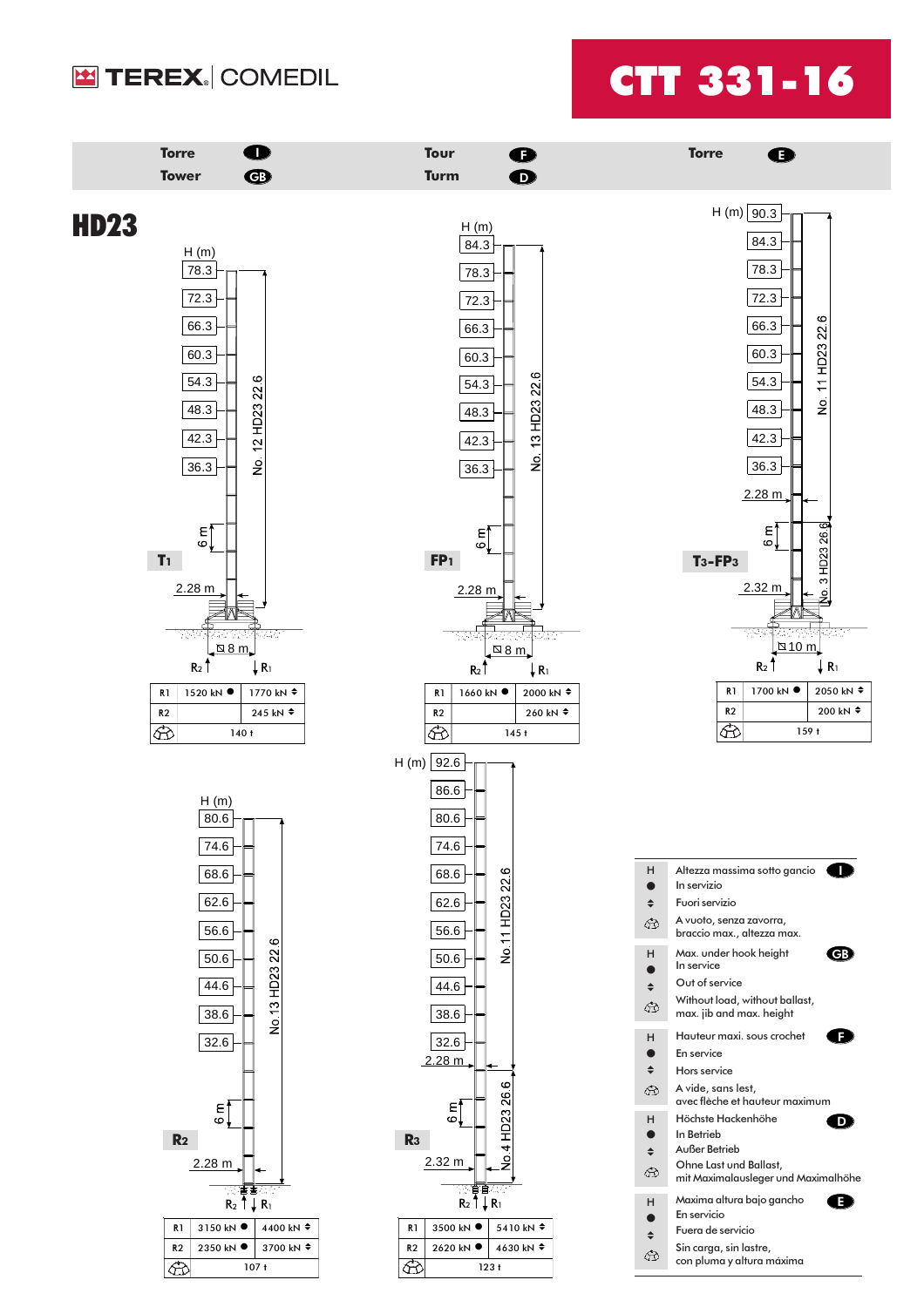# TEREX | COMEDIL — CTT 331-16

| Torre (I) | Tour (F) | Torre (E) |
|---|---|---|
| Tower (GB) | Turm (D) | |

## HD23

### T1

H (m): 78.3, 72.3, 66.3, 60.3, 54.3, 48.3, 42.3, 36.3

No. 12 HD23 22.6

6 m — 2.28 m — ⧄ 8 m — R2, R1

| R1 | 1520 kN ● | 1770 kN ⬍ |
|---|---|---|
| R2 | | 245 kN ⬍ |
| 🏗 | 140 t | |

### FP1

H (m): 84.3, 78.3, 72.3, 66.3, 60.3, 54.3, 48.3, 42.3, 36.3

No. 13 HD23 22.6

6 m — 2.28 m — ⧄ 8 m — R2, R1

| R1 | 1660 kN ● | 2000 kN ⬍ |
|---|---|---|
| R2 | | 260 kN ⬍ |
| 🏗 | 145 t | |

### T3-FP3

H (m): 90.3, 84.3, 78.3, 72.3, 66.3, 60.3, 54.3, 48.3, 42.3, 36.3

No. 11 HD23 22.6 — 2.28 m — No. 3 HD23 26.6

6 m — 2.32 m — ⧄ 10 m — R2, R1

| R1 | 1700 kN ● | 2050 kN ⬍ |
|---|---|---|
| R2 | | 200 kN ⬍ |
| 🏗 | 159 t | |

### R2

H (m): 80.6, 74.6, 68.6, 62.6, 56.6, 50.6, 44.6, 38.6, 32.6

No.13 HD23 22.6

6 m — 2.28 m — R2, R1

| R1 | 3150 kN ● | 4400 kN ⬍ |
|---|---|---|
| R2 | 2350 kN ● | 3700 kN ⬍ |
| 🏗 | 107 t | |

### R3

H (m): 92.6, 86.6, 80.6, 74.6, 68.6, 62.6, 56.6, 50.6, 44.6, 38.6, 32.6

No.11 HD23 22.6 — 2.28 m — No.4 HD23 26.6

6 m — 2.32 m — R2, R1

| R1 | 3500 kN ● | 5410 kN ⬍ |
|---|---|---|
| R2 | 2620 kN ● | 4630 kN ⬍ |
| 🏗 | 123 t | |

---

**(I)**
- H — Altezza massima sotto gancio
- ● — In servizio
- ⬍ — Fuori servizio
- 🏗 — A vuoto, senza zavorra, braccio max., altezza max.

**(GB)**
- H — Max. under hook height
- ● — In service
- ⬍ — Out of service
- 🏗 — Without load, without ballast, max. jib and max. height

**(F)**
- H — Hauteur maxi. sous crochet
- ● — En service
- ⬍ — Hors service
- 🏗 — A vide, sans lest, avec flèche et hauteur maximum

**(D)**
- H — Höchste Hackenhöhe
- ● — In Betrieb
- ⬍ — Außer Betrieb
- 🏗 — Ohne Last und Ballast, mit Maximalausleger und Maximalhöhe

**(E)**
- H — Maxima altura bajo gancho
- ● — En servicio
- ⬍ — Fuera de servicio
- 🏗 — Sin carga, sin lastre, con pluma y altura máxima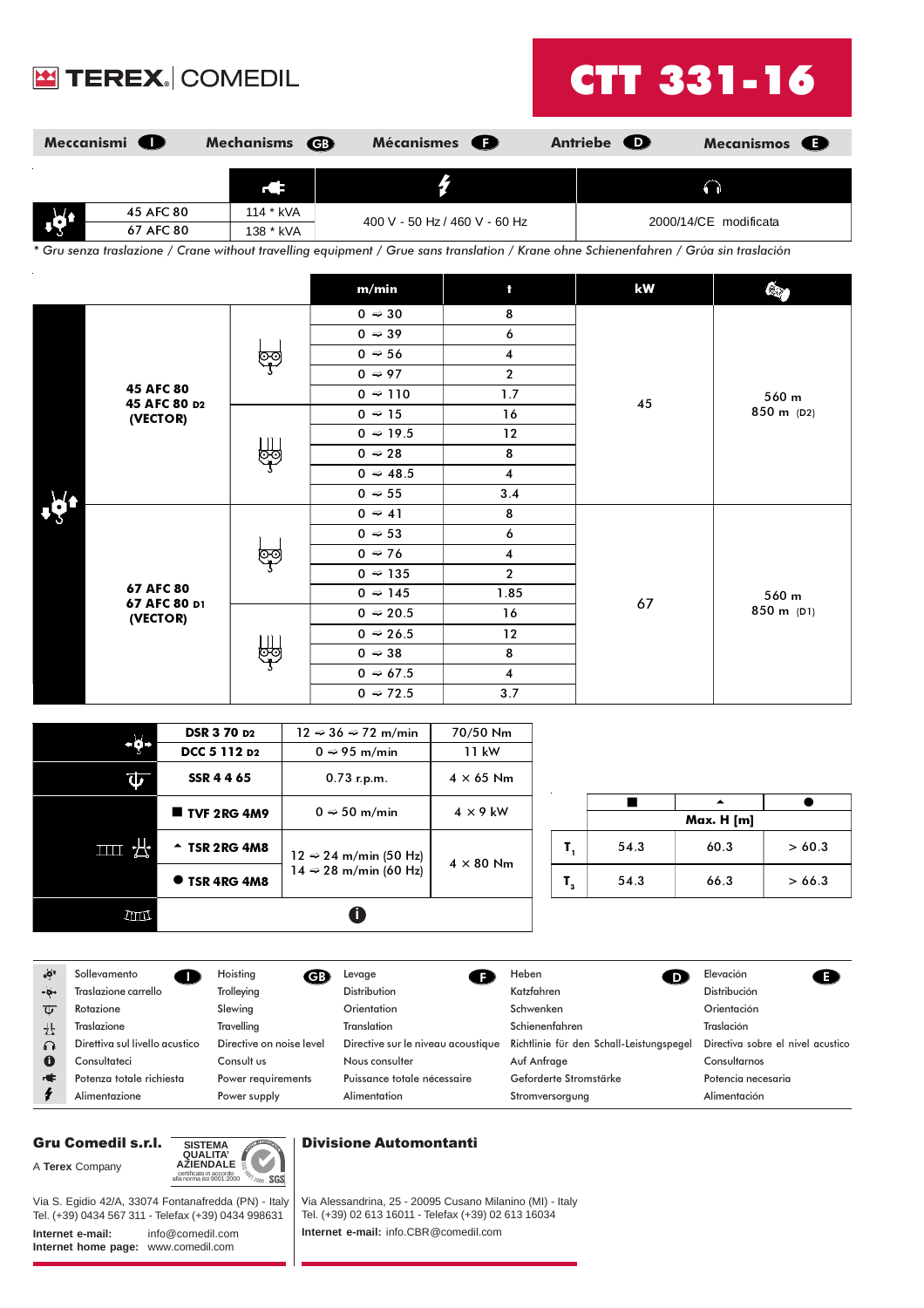TEREX | COMEDIL

# CTT 331-16

| Meccanismi (I) | Mechanisms (GB) | Mécanismes (F) | Antriebe (D) | Mecanismos (E) |
|---|---|---|---|---|

| | Potenza totale richiesta | Alimentazione | Direttiva sul livello acustico |
|---|---|---|---|
| 45 AFC 80 | 114 * kVA | 400 V - 50 Hz / 460 V - 60 Hz | 2000/14/CE modificata |
| 67 AFC 80 | 138 * kVA | | |

*\* Gru senza traslazione / Crane without travelling equipment / Grue sans translation / Krane ohne Schienenfahren / Grúa sin traslación*

| | m/min | t | kW | |
|---|---|---|---|---|
| **45 AFC 80 / 45 AFC 80 D2 (VECTOR)** | 0 ⇝ 30 | 8 | 45 | 560 m / 850 m (D2) |
| | 0 ⇝ 39 | 6 | | |
| | 0 ⇝ 56 | 4 | | |
| | 0 ⇝ 97 | 2 | | |
| | 0 ⇝ 110 | 1.7 | | |
| | 0 ⇝ 15 | 16 | | |
| | 0 ⇝ 19.5 | 12 | | |
| | 0 ⇝ 28 | 8 | | |
| | 0 ⇝ 48.5 | 4 | | |
| | 0 ⇝ 55 | 3.4 | | |
| **67 AFC 80 / 67 AFC 80 D1 (VECTOR)** | 0 ⇝ 41 | 8 | 67 | 560 m / 850 m (D1) |
| | 0 ⇝ 53 | 6 | | |
| | 0 ⇝ 76 | 4 | | |
| | 0 ⇝ 135 | 2 | | |
| | 0 ⇝ 145 | 1.85 | | |
| | 0 ⇝ 20.5 | 16 | | |
| | 0 ⇝ 26.5 | 12 | | |
| | 0 ⇝ 38 | 8 | | |
| | 0 ⇝ 67.5 | 4 | | |
| | 0 ⇝ 72.5 | 3.7 | | |

| | | | |
|---|---|---|---|
| Traslazione carrello | **DSR 3 70 D2** | 12 ⇝ 36 ⇝ 72 m/min | 70/50 Nm |
| | **DCC 5 112 D2** | 0 ⇝ 95 m/min | 11 kW |
| Rotazione | **SSR 4 4 65** | 0.73 r.p.m. | 4 × 65 Nm |
| Traslazione | ■ **TVF 2RG 4M9** | 0 ⇝ 50 m/min | 4 × 9 kW |
| | ▲ **TSR 2RG 4M8** | 12 ⇝ 24 m/min (50 Hz) / 14 ⇝ 28 m/min (60 Hz) | 4 × 80 Nm |
| | ● **TSR 4RG 4M8** | | |
| | Consultateci | | |

| | ■ | ▲ | ● |
|---|---|---|---|
| | Max. H [m] | | |
| $T_1$ | 54.3 | 60.3 | > 60.3 |
| $T_3$ | 54.3 | 66.3 | > 66.3 |

| I | GB | F | D | E |
|---|---|---|---|---|
| Sollevamento | Hoisting | Levage | Heben | Elevación |
| Traslazione carrello | Trolleying | Distribution | Katzfahren | Distribución |
| Rotazione | Slewing | Orientation | Schwenken | Orientación |
| Traslazione | Travelling | Translation | Schienenfahren | Traslación |
| Direttiva sul livello acustico | Directive on noise level | Directive sur le niveau acoustique | Richtlinie für den Schall-Leistungspegel | Directiva sobre el nivel acustico |
| Consultateci | Consult us | Nous consulter | Auf Anfrage | Consultarnos |
| Potenza totale richiesta | Power requirements | Puissance totale nécessaire | Geforderte Stromstärke | Potencia necesaria |
| Alimentazione | Power supply | Alimentation | Stromversorgung | Alimentación |

**Gru Comedil s.r.l.**
A **Terex** Company

SISTEMA QUALITA' AZIENDALE certificato in accordo alla norma iso 9001:2000 — SGS

Via S. Egidio 42/A, 33074 Fontanafredda (PN) - Italy
Tel. (+39) 0434 567 311 - Telefax (+39) 0434 998631
**Internet e-mail:** info@comedil.com
**Internet home page:** www.comedil.com

**Divisione Automontanti**

Via Alessandrina, 25 - 20095 Cusano Milanino (MI) - Italy
Tel. (+39) 02 613 16011 - Telefax (+39) 02 613 16034
**Internet e-mail:** info.CBR@comedil.com